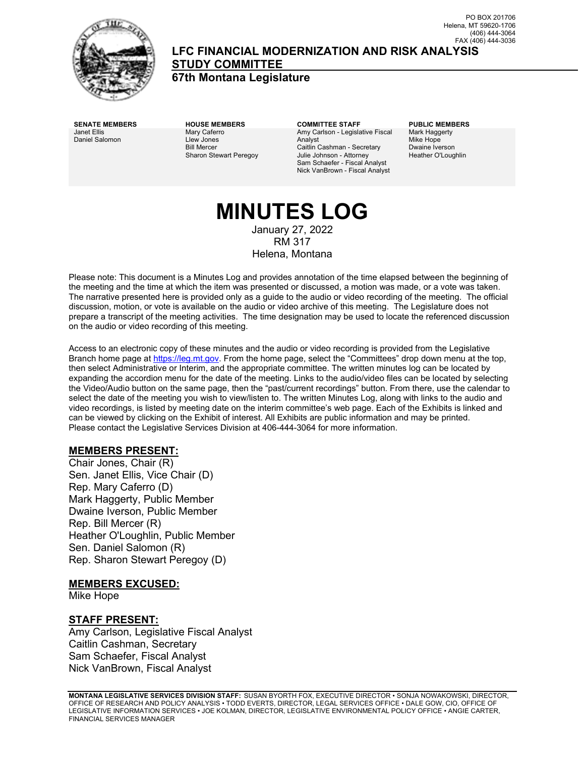PO BOX 201706
Helena, MT 59620-1706
(406) 444-3064
FAX (406) 444-3036

# LFC FINANCIAL MODERNIZATION AND RISK ANALYSIS STUDY COMMITTEE

**67th Montana Legislature**

| SENATE MEMBERS | HOUSE MEMBERS | COMMITTEE STAFF | PUBLIC MEMBERS |
| --- | --- | --- | --- |
| Janet Ellis | Mary Caferro | Amy Carlson - Legislative Fiscal Analyst | Mark Haggerty |
| Daniel Salomon | Llew Jones | Caitlin Cashman - Secretary | Mike Hope |
| | Bill Mercer | Julie Johnson - Attorney | Dwaine Iverson |
| | Sharon Stewart Peregoy | Sam Schaefer - Fiscal Analyst | Heather O'Loughlin |
| | | Nick VanBrown - Fiscal Analyst | |

# MINUTES LOG

January 27, 2022
RM 317
Helena, Montana

Please note: This document is a Minutes Log and provides annotation of the time elapsed between the beginning of the meeting and the time at which the item was presented or discussed, a motion was made, or a vote was taken. The narrative presented here is provided only as a guide to the audio or video recording of the meeting. The official discussion, motion, or vote is available on the audio or video archive of this meeting. The Legislature does not prepare a transcript of the meeting activities. The time designation may be used to locate the referenced discussion on the audio or video recording of this meeting.

Access to an electronic copy of these minutes and the audio or video recording is provided from the Legislative Branch home page at https://leg.mt.gov. From the home page, select the "Committees" drop down menu at the top, then select Administrative or Interim, and the appropriate committee. The written minutes log can be located by expanding the accordion menu for the date of the meeting. Links to the audio/video files can be located by selecting the Video/Audio button on the same page, then the "past/current recordings" button. From there, use the calendar to select the date of the meeting you wish to view/listen to. The written Minutes Log, along with links to the audio and video recordings, is listed by meeting date on the interim committee's web page. Each of the Exhibits is linked and can be viewed by clicking on the Exhibit of interest. All Exhibits are public information and may be printed. Please contact the Legislative Services Division at 406-444-3064 for more information.

## MEMBERS PRESENT:

Chair Jones, Chair (R)
Sen. Janet Ellis, Vice Chair (D)
Rep. Mary Caferro (D)
Mark Haggerty, Public Member
Dwaine Iverson, Public Member
Rep. Bill Mercer (R)
Heather O'Loughlin, Public Member
Sen. Daniel Salomon (R)
Rep. Sharon Stewart Peregoy (D)

## MEMBERS EXCUSED:

Mike Hope

## STAFF PRESENT:

Amy Carlson, Legislative Fiscal Analyst
Caitlin Cashman, Secretary
Sam Schaefer, Fiscal Analyst
Nick VanBrown, Fiscal Analyst

**MONTANA LEGISLATIVE SERVICES DIVISION STAFF:** SUSAN BYORTH FOX, EXECUTIVE DIRECTOR • SONJA NOWAKOWSKI, DIRECTOR, OFFICE OF RESEARCH AND POLICY ANALYSIS • TODD EVERTS, DIRECTOR, LEGAL SERVICES OFFICE • DALE GOW, CIO, OFFICE OF LEGISLATIVE INFORMATION SERVICES • JOE KOLMAN, DIRECTOR, LEGISLATIVE ENVIRONMENTAL POLICY OFFICE • ANGIE CARTER, FINANCIAL SERVICES MANAGER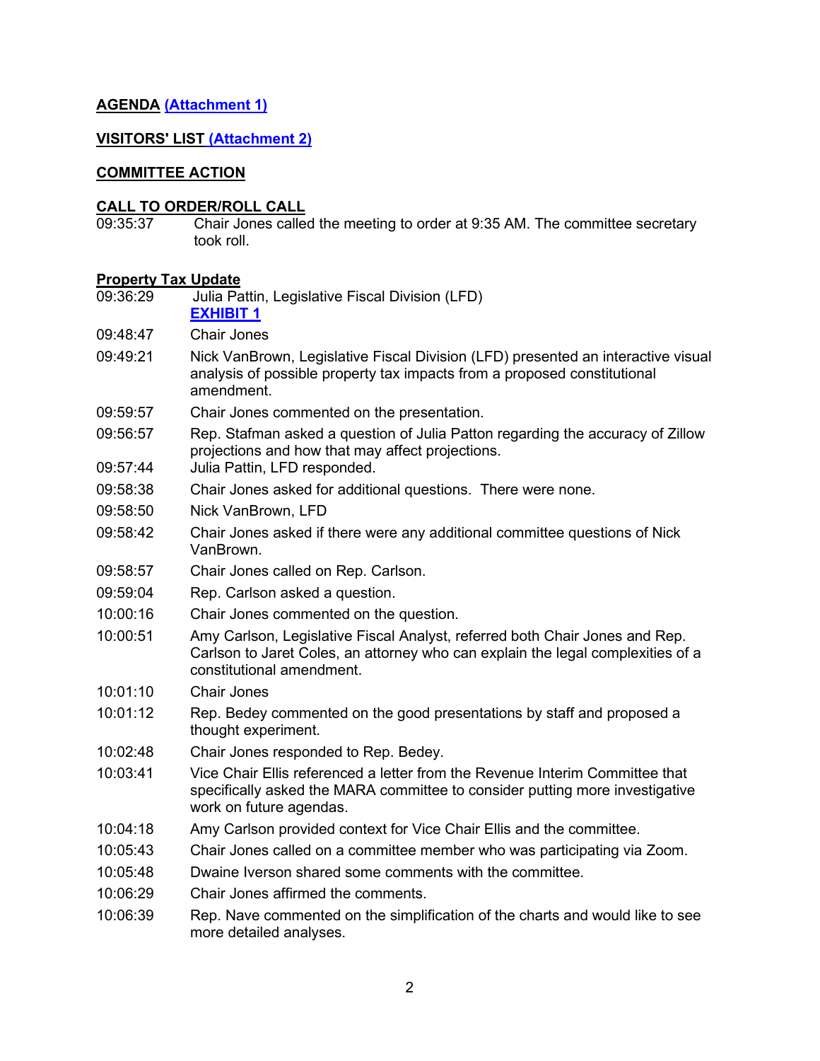**AGENDA (Attachment 1)**

**VISITORS' LIST (Attachment 2)**

**COMMITTEE ACTION**

**CALL TO ORDER/ROLL CALL**

| | |
|---|---|
| 09:35:37 | Chair Jones called the meeting to order at 9:35 AM. The committee secretary took roll. |

**Property Tax Update**

| | |
|---|---|
| 09:36:29 | Julia Pattin, Legislative Fiscal Division (LFD) **EXHIBIT 1** |
| 09:48:47 | Chair Jones |
| 09:49:21 | Nick VanBrown, Legislative Fiscal Division (LFD) presented an interactive visual analysis of possible property tax impacts from a proposed constitutional amendment. |
| 09:59:57 | Chair Jones commented on the presentation. |
| 09:56:57 | Rep. Stafman asked a question of Julia Patton regarding the accuracy of Zillow projections and how that may affect projections. |
| 09:57:44 | Julia Pattin, LFD responded. |
| 09:58:38 | Chair Jones asked for additional questions. There were none. |
| 09:58:50 | Nick VanBrown, LFD |
| 09:58:42 | Chair Jones asked if there were any additional committee questions of Nick VanBrown. |
| 09:58:57 | Chair Jones called on Rep. Carlson. |
| 09:59:04 | Rep. Carlson asked a question. |
| 10:00:16 | Chair Jones commented on the question. |
| 10:00:51 | Amy Carlson, Legislative Fiscal Analyst, referred both Chair Jones and Rep. Carlson to Jaret Coles, an attorney who can explain the legal complexities of a constitutional amendment. |
| 10:01:10 | Chair Jones |
| 10:01:12 | Rep. Bedey commented on the good presentations by staff and proposed a thought experiment. |
| 10:02:48 | Chair Jones responded to Rep. Bedey. |
| 10:03:41 | Vice Chair Ellis referenced a letter from the Revenue Interim Committee that specifically asked the MARA committee to consider putting more investigative work on future agendas. |
| 10:04:18 | Amy Carlson provided context for Vice Chair Ellis and the committee. |
| 10:05:43 | Chair Jones called on a committee member who was participating via Zoom. |
| 10:05:48 | Dwaine Iverson shared some comments with the committee. |
| 10:06:29 | Chair Jones affirmed the comments. |
| 10:06:39 | Rep. Nave commented on the simplification of the charts and would like to see more detailed analyses. |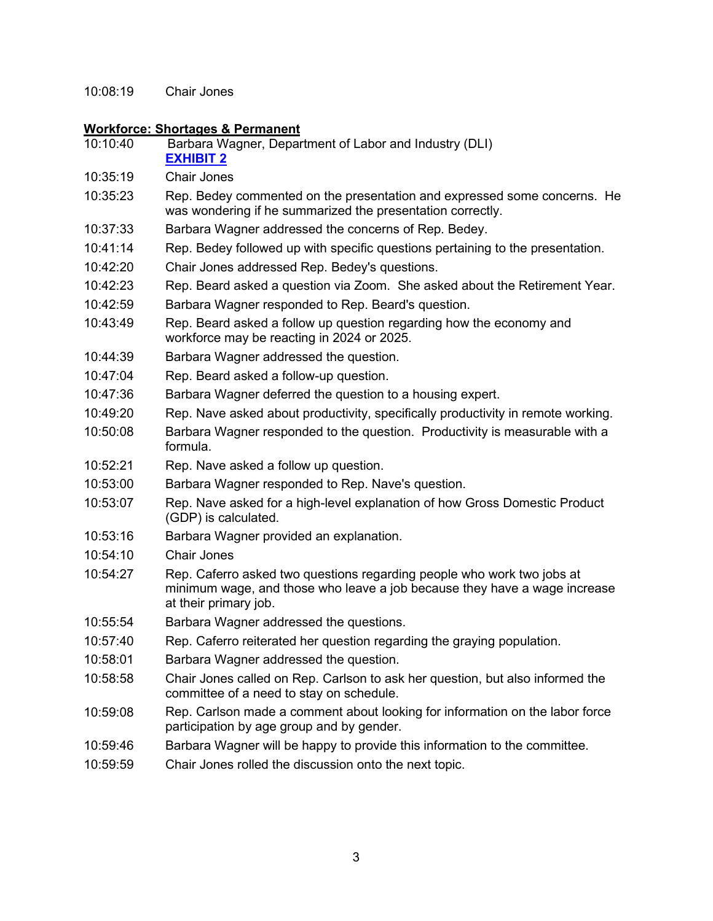10:08:19 Chair Jones

**Workforce: Shortages & Permanent**

10:10:40 Barbara Wagner, Department of Labor and Industry (DLI)
**EXHIBIT 2**

10:35:19 Chair Jones

10:35:23 Rep. Bedey commented on the presentation and expressed some concerns. He was wondering if he summarized the presentation correctly.

10:37:33 Barbara Wagner addressed the concerns of Rep. Bedey.

10:41:14 Rep. Bedey followed up with specific questions pertaining to the presentation.

10:42:20 Chair Jones addressed Rep. Bedey's questions.

10:42:23 Rep. Beard asked a question via Zoom. She asked about the Retirement Year.

10:42:59 Barbara Wagner responded to Rep. Beard's question.

10:43:49 Rep. Beard asked a follow up question regarding how the economy and workforce may be reacting in 2024 or 2025.

10:44:39 Barbara Wagner addressed the question.

10:47:04 Rep. Beard asked a follow-up question.

10:47:36 Barbara Wagner deferred the question to a housing expert.

10:49:20 Rep. Nave asked about productivity, specifically productivity in remote working.

10:50:08 Barbara Wagner responded to the question. Productivity is measurable with a formula.

10:52:21 Rep. Nave asked a follow up question.

10:53:00 Barbara Wagner responded to Rep. Nave's question.

10:53:07 Rep. Nave asked for a high-level explanation of how Gross Domestic Product (GDP) is calculated.

10:53:16 Barbara Wagner provided an explanation.

10:54:10 Chair Jones

10:54:27 Rep. Caferro asked two questions regarding people who work two jobs at minimum wage, and those who leave a job because they have a wage increase at their primary job.

10:55:54 Barbara Wagner addressed the questions.

10:57:40 Rep. Caferro reiterated her question regarding the graying population.

10:58:01 Barbara Wagner addressed the question.

10:58:58 Chair Jones called on Rep. Carlson to ask her question, but also informed the committee of a need to stay on schedule.

10:59:08 Rep. Carlson made a comment about looking for information on the labor force participation by age group and by gender.

10:59:46 Barbara Wagner will be happy to provide this information to the committee.

10:59:59 Chair Jones rolled the discussion onto the next topic.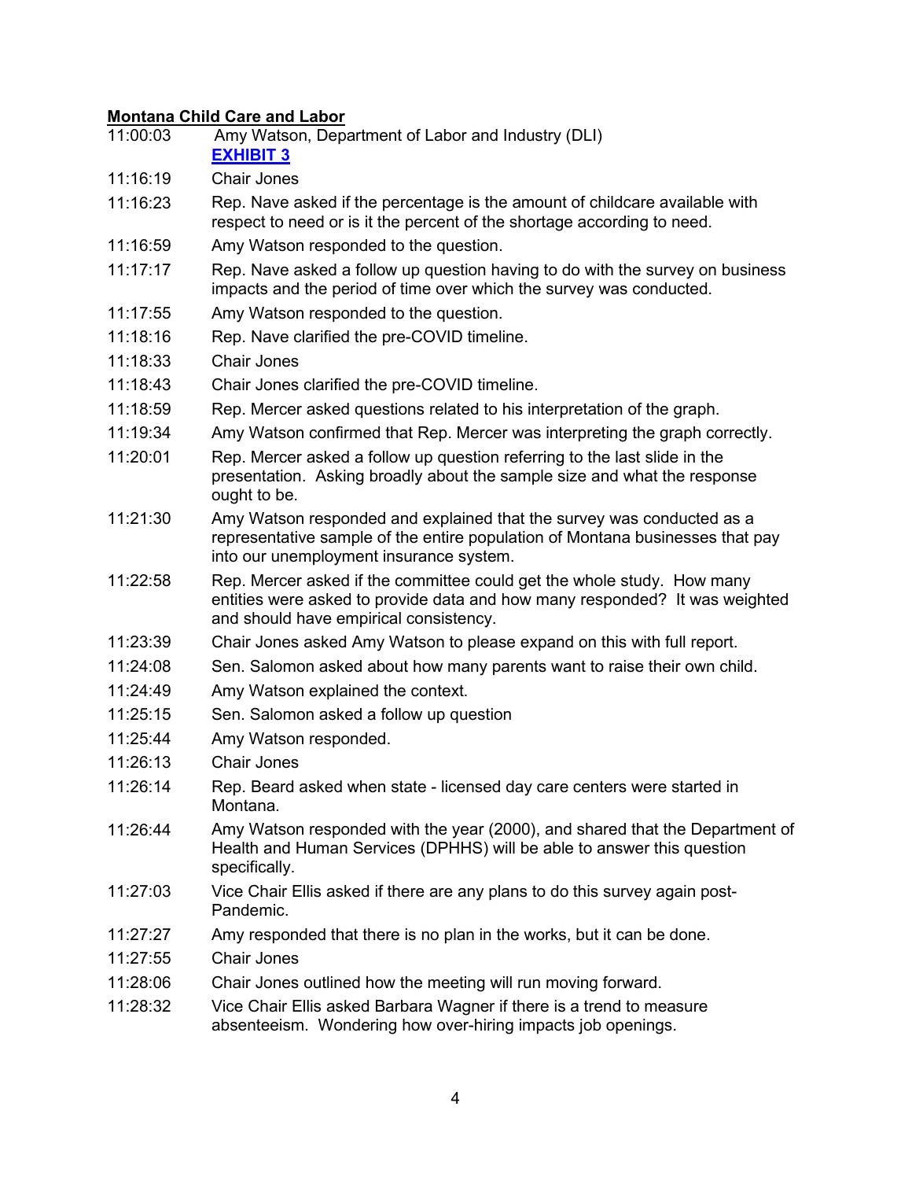**Montana Child Care and Labor**

| | |
|---|---|
| 11:00:03 | Amy Watson, Department of Labor and Industry (DLI) **EXHIBIT 3** |
| 11:16:19 | Chair Jones |
| 11:16:23 | Rep. Nave asked if the percentage is the amount of childcare available with respect to need or is it the percent of the shortage according to need. |
| 11:16:59 | Amy Watson responded to the question. |
| 11:17:17 | Rep. Nave asked a follow up question having to do with the survey on business impacts and the period of time over which the survey was conducted. |
| 11:17:55 | Amy Watson responded to the question. |
| 11:18:16 | Rep. Nave clarified the pre-COVID timeline. |
| 11:18:33 | Chair Jones |
| 11:18:43 | Chair Jones clarified the pre-COVID timeline. |
| 11:18:59 | Rep. Mercer asked questions related to his interpretation of the graph. |
| 11:19:34 | Amy Watson confirmed that Rep. Mercer was interpreting the graph correctly. |
| 11:20:01 | Rep. Mercer asked a follow up question referring to the last slide in the presentation. Asking broadly about the sample size and what the response ought to be. |
| 11:21:30 | Amy Watson responded and explained that the survey was conducted as a representative sample of the entire population of Montana businesses that pay into our unemployment insurance system. |
| 11:22:58 | Rep. Mercer asked if the committee could get the whole study. How many entities were asked to provide data and how many responded? It was weighted and should have empirical consistency. |
| 11:23:39 | Chair Jones asked Amy Watson to please expand on this with full report. |
| 11:24:08 | Sen. Salomon asked about how many parents want to raise their own child. |
| 11:24:49 | Amy Watson explained the context. |
| 11:25:15 | Sen. Salomon asked a follow up question |
| 11:25:44 | Amy Watson responded. |
| 11:26:13 | Chair Jones |
| 11:26:14 | Rep. Beard asked when state - licensed day care centers were started in Montana. |
| 11:26:44 | Amy Watson responded with the year (2000), and shared that the Department of Health and Human Services (DPHHS) will be able to answer this question specifically. |
| 11:27:03 | Vice Chair Ellis asked if there are any plans to do this survey again post-Pandemic. |
| 11:27:27 | Amy responded that there is no plan in the works, but it can be done. |
| 11:27:55 | Chair Jones |
| 11:28:06 | Chair Jones outlined how the meeting will run moving forward. |
| 11:28:32 | Vice Chair Ellis asked Barbara Wagner if there is a trend to measure absenteeism. Wondering how over-hiring impacts job openings. |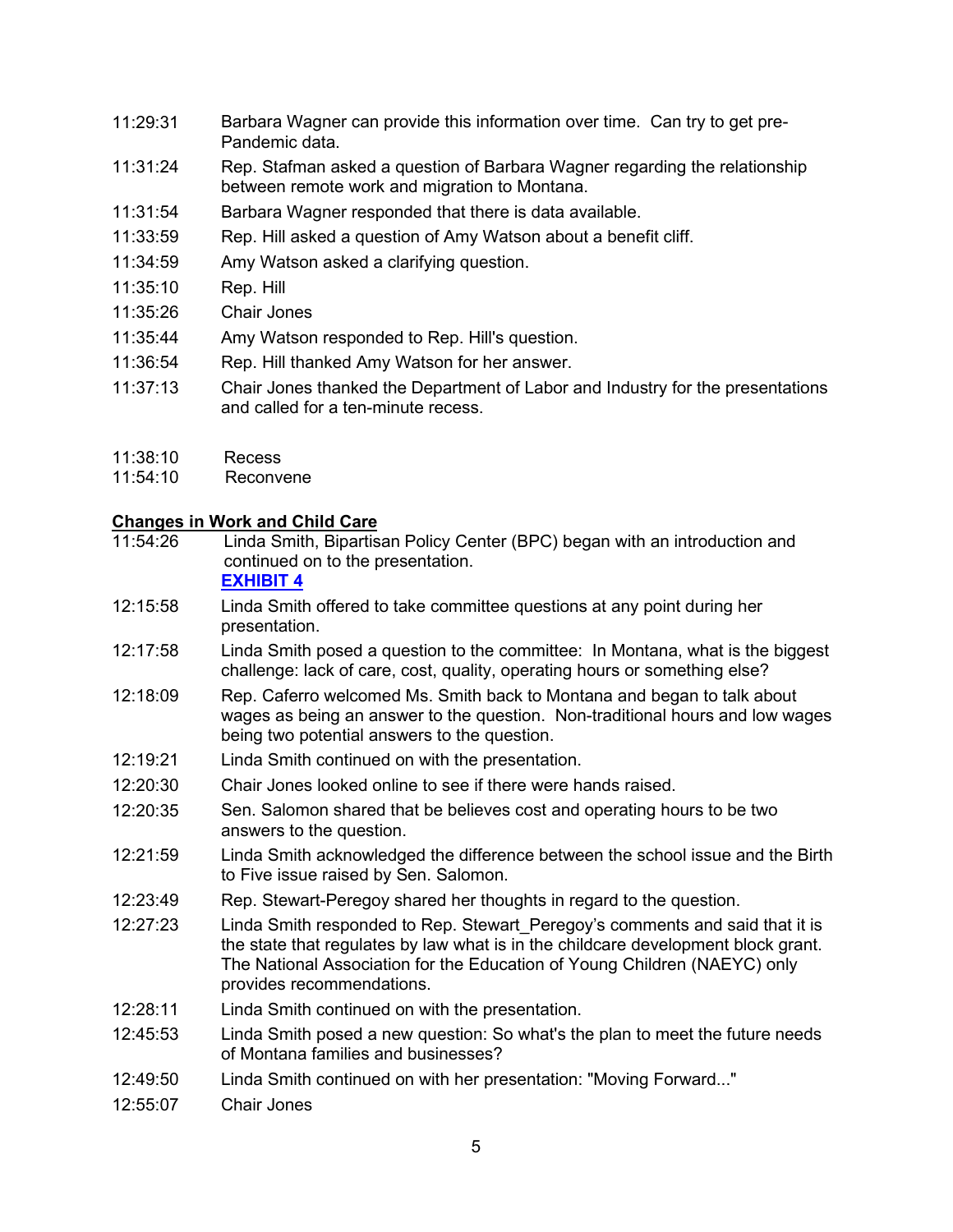| | |
|---|---|
| 11:29:31 | Barbara Wagner can provide this information over time. Can try to get pre-Pandemic data. |
| 11:31:24 | Rep. Stafman asked a question of Barbara Wagner regarding the relationship between remote work and migration to Montana. |
| 11:31:54 | Barbara Wagner responded that there is data available. |
| 11:33:59 | Rep. Hill asked a question of Amy Watson about a benefit cliff. |
| 11:34:59 | Amy Watson asked a clarifying question. |
| 11:35:10 | Rep. Hill |
| 11:35:26 | Chair Jones |
| 11:35:44 | Amy Watson responded to Rep. Hill's question. |
| 11:36:54 | Rep. Hill thanked Amy Watson for her answer. |
| 11:37:13 | Chair Jones thanked the Department of Labor and Industry for the presentations and called for a ten-minute recess. |

| | |
|---|---|
| 11:38:10 | Recess |
| 11:54:10 | Reconvene |

## Changes in Work and Child Care

| | |
|---|---|
| 11:54:26 | Linda Smith, Bipartisan Policy Center (BPC) began with an introduction and continued on to the presentation. **EXHIBIT 4** |
| 12:15:58 | Linda Smith offered to take committee questions at any point during her presentation. |
| 12:17:58 | Linda Smith posed a question to the committee: In Montana, what is the biggest challenge: lack of care, cost, quality, operating hours or something else? |
| 12:18:09 | Rep. Caferro welcomed Ms. Smith back to Montana and began to talk about wages as being an answer to the question. Non-traditional hours and low wages being two potential answers to the question. |
| 12:19:21 | Linda Smith continued on with the presentation. |
| 12:20:30 | Chair Jones looked online to see if there were hands raised. |
| 12:20:35 | Sen. Salomon shared that be believes cost and operating hours to be two answers to the question. |
| 12:21:59 | Linda Smith acknowledged the difference between the school issue and the Birth to Five issue raised by Sen. Salomon. |
| 12:23:49 | Rep. Stewart-Peregoy shared her thoughts in regard to the question. |
| 12:27:23 | Linda Smith responded to Rep. Stewart_Peregoy's comments and said that it is the state that regulates by law what is in the childcare development block grant. The National Association for the Education of Young Children (NAEYC) only provides recommendations. |
| 12:28:11 | Linda Smith continued on with the presentation. |
| 12:45:53 | Linda Smith posed a new question: So what's the plan to meet the future needs of Montana families and businesses? |
| 12:49:50 | Linda Smith continued on with her presentation: "Moving Forward..." |
| 12:55:07 | Chair Jones |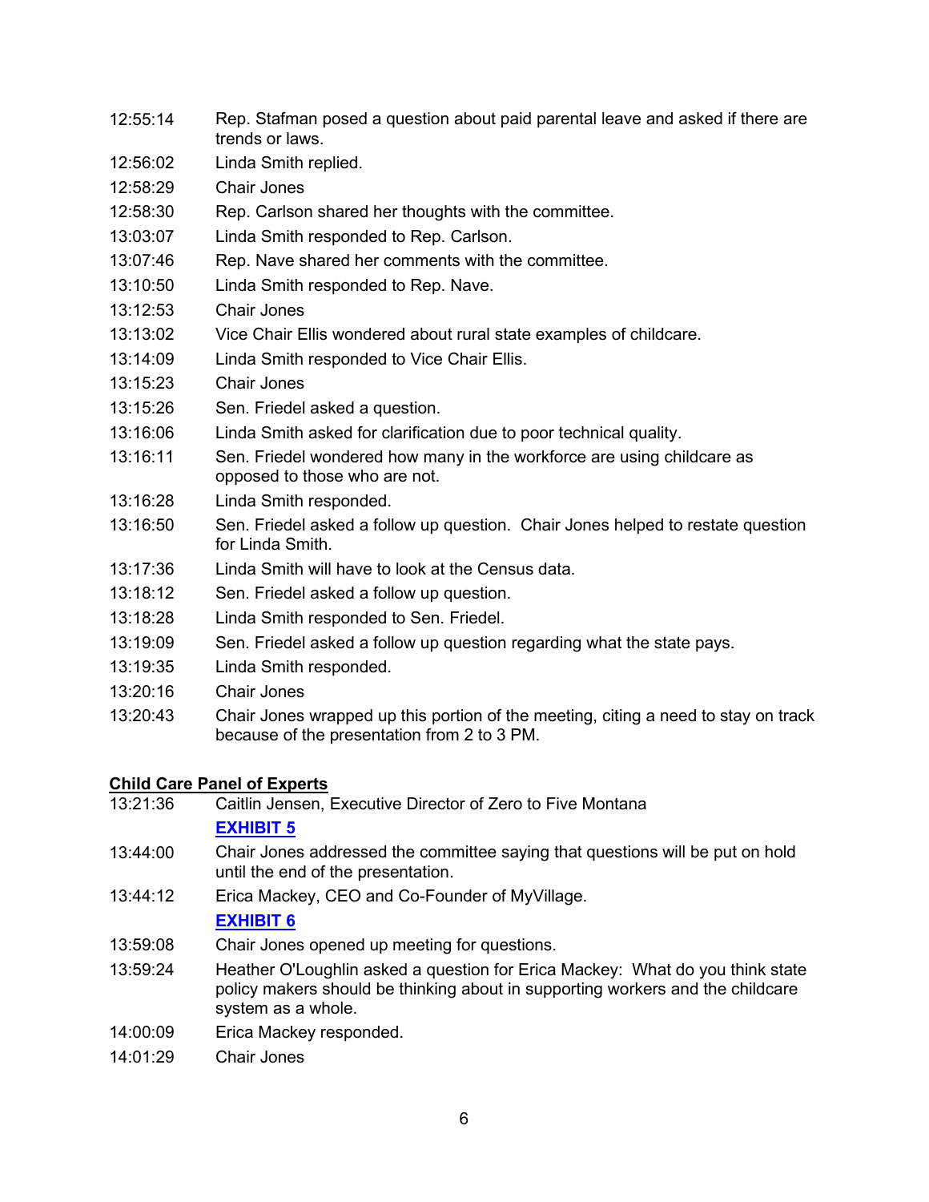| | |
|---|---|
| 12:55:14 | Rep. Stafman posed a question about paid parental leave and asked if there are trends or laws. |
| 12:56:02 | Linda Smith replied. |
| 12:58:29 | Chair Jones |
| 12:58:30 | Rep. Carlson shared her thoughts with the committee. |
| 13:03:07 | Linda Smith responded to Rep. Carlson. |
| 13:07:46 | Rep. Nave shared her comments with the committee. |
| 13:10:50 | Linda Smith responded to Rep. Nave. |
| 13:12:53 | Chair Jones |
| 13:13:02 | Vice Chair Ellis wondered about rural state examples of childcare. |
| 13:14:09 | Linda Smith responded to Vice Chair Ellis. |
| 13:15:23 | Chair Jones |
| 13:15:26 | Sen. Friedel asked a question. |
| 13:16:06 | Linda Smith asked for clarification due to poor technical quality. |
| 13:16:11 | Sen. Friedel wondered how many in the workforce are using childcare as opposed to those who are not. |
| 13:16:28 | Linda Smith responded. |
| 13:16:50 | Sen. Friedel asked a follow up question. Chair Jones helped to restate question for Linda Smith. |
| 13:17:36 | Linda Smith will have to look at the Census data. |
| 13:18:12 | Sen. Friedel asked a follow up question. |
| 13:18:28 | Linda Smith responded to Sen. Friedel. |
| 13:19:09 | Sen. Friedel asked a follow up question regarding what the state pays. |
| 13:19:35 | Linda Smith responded. |
| 13:20:16 | Chair Jones |
| 13:20:43 | Chair Jones wrapped up this portion of the meeting, citing a need to stay on track because of the presentation from 2 to 3 PM. |

**Child Care Panel of Experts**

| | |
|---|---|
| 13:21:36 | Caitlin Jensen, Executive Director of Zero to Five Montana<br>**EXHIBIT 5** |
| 13:44:00 | Chair Jones addressed the committee saying that questions will be put on hold until the end of the presentation. |
| 13:44:12 | Erica Mackey, CEO and Co-Founder of MyVillage.<br>**EXHIBIT 6** |
| 13:59:08 | Chair Jones opened up meeting for questions. |
| 13:59:24 | Heather O'Loughlin asked a question for Erica Mackey: What do you think state policy makers should be thinking about in supporting workers and the childcare system as a whole. |
| 14:00:09 | Erica Mackey responded. |
| 14:01:29 | Chair Jones |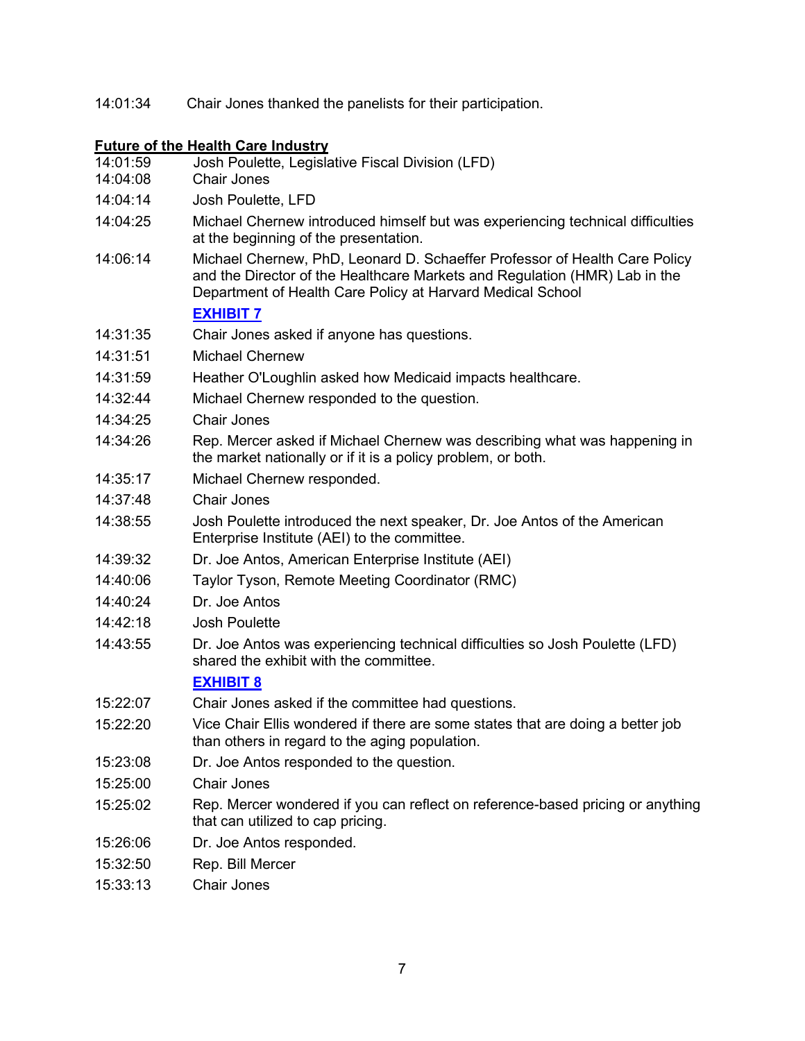14:01:34 Chair Jones thanked the panelists for their participation.

**Future of the Health Care Industry**

14:01:59 Josh Poulette, Legislative Fiscal Division (LFD)

14:04:08 Chair Jones

14:04:14 Josh Poulette, LFD

14:04:25 Michael Chernew introduced himself but was experiencing technical difficulties at the beginning of the presentation.

14:06:14 Michael Chernew, PhD, Leonard D. Schaeffer Professor of Health Care Policy and the Director of the Healthcare Markets and Regulation (HMR) Lab in the Department of Health Care Policy at Harvard Medical School

**EXHIBIT 7**

14:31:35 Chair Jones asked if anyone has questions.

14:31:51 Michael Chernew

14:31:59 Heather O'Loughlin asked how Medicaid impacts healthcare.

14:32:44 Michael Chernew responded to the question.

14:34:25 Chair Jones

14:34:26 Rep. Mercer asked if Michael Chernew was describing what was happening in the market nationally or if it is a policy problem, or both.

14:35:17 Michael Chernew responded.

14:37:48 Chair Jones

14:38:55 Josh Poulette introduced the next speaker, Dr. Joe Antos of the American Enterprise Institute (AEI) to the committee.

14:39:32 Dr. Joe Antos, American Enterprise Institute (AEI)

14:40:06 Taylor Tyson, Remote Meeting Coordinator (RMC)

14:40:24 Dr. Joe Antos

14:42:18 Josh Poulette

14:43:55 Dr. Joe Antos was experiencing technical difficulties so Josh Poulette (LFD) shared the exhibit with the committee.

**EXHIBIT 8**

15:22:07 Chair Jones asked if the committee had questions.

15:22:20 Vice Chair Ellis wondered if there are some states that are doing a better job than others in regard to the aging population.

15:23:08 Dr. Joe Antos responded to the question.

15:25:00 Chair Jones

15:25:02 Rep. Mercer wondered if you can reflect on reference-based pricing or anything that can utilized to cap pricing.

15:26:06 Dr. Joe Antos responded.

15:32:50 Rep. Bill Mercer

15:33:13 Chair Jones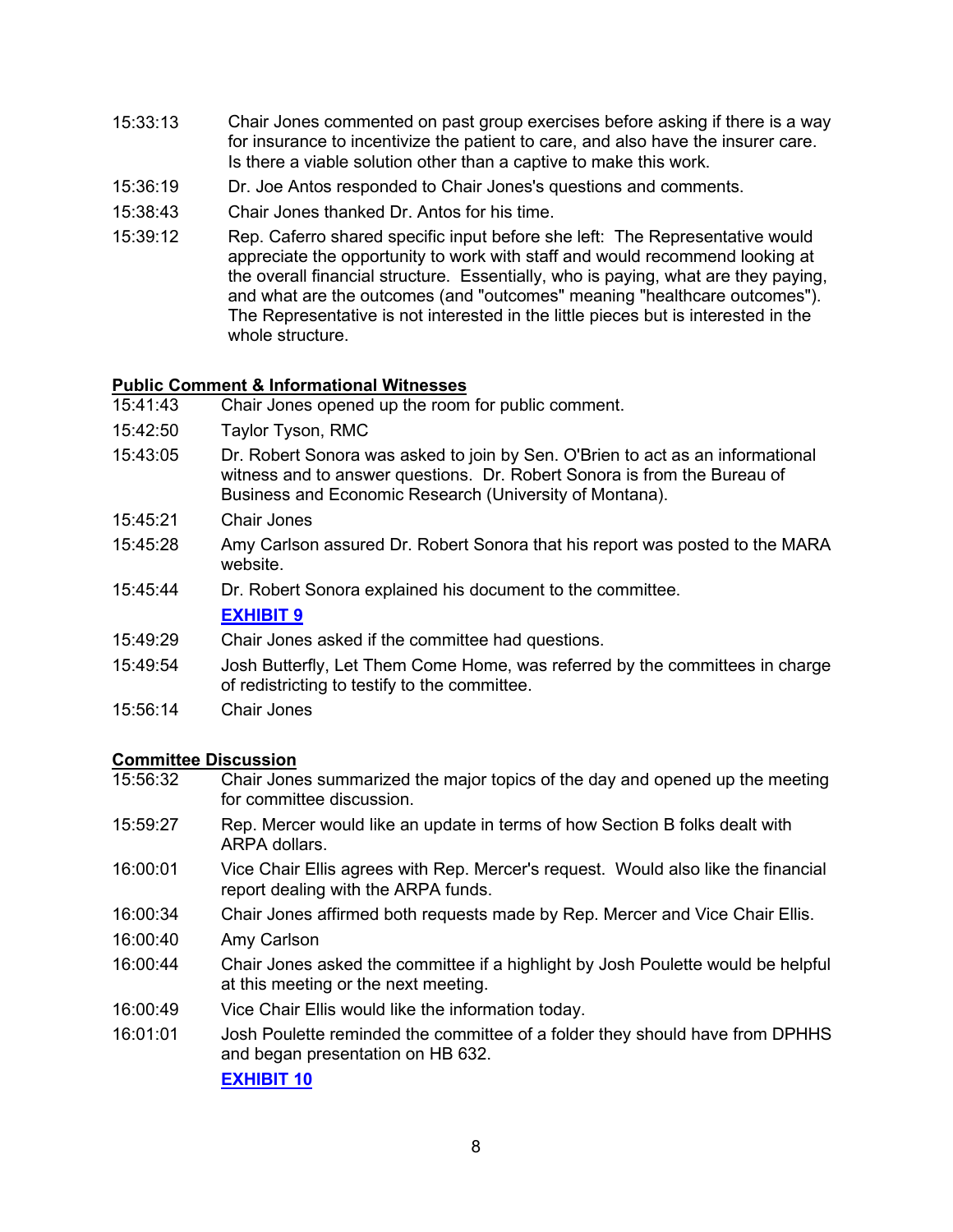15:33:13 Chair Jones commented on past group exercises before asking if there is a way for insurance to incentivize the patient to care, and also have the insurer care. Is there a viable solution other than a captive to make this work.

15:36:19 Dr. Joe Antos responded to Chair Jones's questions and comments.

15:38:43 Chair Jones thanked Dr. Antos for his time.

15:39:12 Rep. Caferro shared specific input before she left: The Representative would appreciate the opportunity to work with staff and would recommend looking at the overall financial structure. Essentially, who is paying, what are they paying, and what are the outcomes (and "outcomes" meaning "healthcare outcomes"). The Representative is not interested in the little pieces but is interested in the whole structure.

**Public Comment & Informational Witnesses**

15:41:43 Chair Jones opened up the room for public comment.

15:42:50 Taylor Tyson, RMC

15:43:05 Dr. Robert Sonora was asked to join by Sen. O'Brien to act as an informational witness and to answer questions. Dr. Robert Sonora is from the Bureau of Business and Economic Research (University of Montana).

15:45:21 Chair Jones

15:45:28 Amy Carlson assured Dr. Robert Sonora that his report was posted to the MARA website.

15:45:44 Dr. Robert Sonora explained his document to the committee.

**EXHIBIT 9**

15:49:29 Chair Jones asked if the committee had questions.

15:49:54 Josh Butterfly, Let Them Come Home, was referred by the committees in charge of redistricting to testify to the committee.

15:56:14 Chair Jones

**Committee Discussion**

15:56:32 Chair Jones summarized the major topics of the day and opened up the meeting for committee discussion.

15:59:27 Rep. Mercer would like an update in terms of how Section B folks dealt with ARPA dollars.

16:00:01 Vice Chair Ellis agrees with Rep. Mercer's request. Would also like the financial report dealing with the ARPA funds.

16:00:34 Chair Jones affirmed both requests made by Rep. Mercer and Vice Chair Ellis.

16:00:40 Amy Carlson

16:00:44 Chair Jones asked the committee if a highlight by Josh Poulette would be helpful at this meeting or the next meeting.

16:00:49 Vice Chair Ellis would like the information today.

16:01:01 Josh Poulette reminded the committee of a folder they should have from DPHHS and began presentation on HB 632.

**EXHIBIT 10**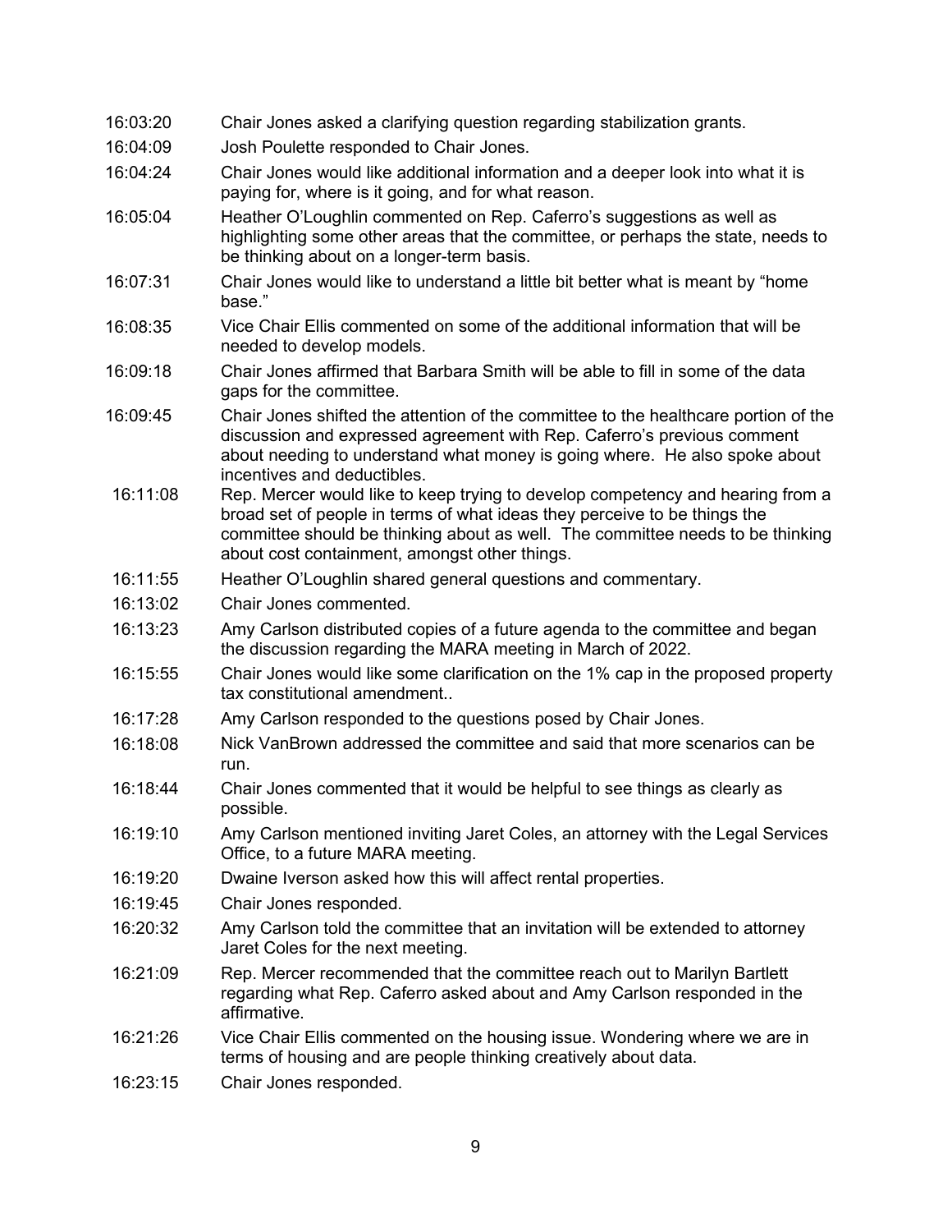| | |
|---|---|
| 16:03:20 | Chair Jones asked a clarifying question regarding stabilization grants. |
| 16:04:09 | Josh Poulette responded to Chair Jones. |
| 16:04:24 | Chair Jones would like additional information and a deeper look into what it is paying for, where is it going, and for what reason. |
| 16:05:04 | Heather O'Loughlin commented on Rep. Caferro's suggestions as well as highlighting some other areas that the committee, or perhaps the state, needs to be thinking about on a longer-term basis. |
| 16:07:31 | Chair Jones would like to understand a little bit better what is meant by "home base." |
| 16:08:35 | Vice Chair Ellis commented on some of the additional information that will be needed to develop models. |
| 16:09:18 | Chair Jones affirmed that Barbara Smith will be able to fill in some of the data gaps for the committee. |
| 16:09:45 | Chair Jones shifted the attention of the committee to the healthcare portion of the discussion and expressed agreement with Rep. Caferro's previous comment about needing to understand what money is going where. He also spoke about incentives and deductibles. |
| 16:11:08 | Rep. Mercer would like to keep trying to develop competency and hearing from a broad set of people in terms of what ideas they perceive to be things the committee should be thinking about as well. The committee needs to be thinking about cost containment, amongst other things. |
| 16:11:55 | Heather O'Loughlin shared general questions and commentary. |
| 16:13:02 | Chair Jones commented. |
| 16:13:23 | Amy Carlson distributed copies of a future agenda to the committee and began the discussion regarding the MARA meeting in March of 2022. |
| 16:15:55 | Chair Jones would like some clarification on the 1% cap in the proposed property tax constitutional amendment.. |
| 16:17:28 | Amy Carlson responded to the questions posed by Chair Jones. |
| 16:18:08 | Nick VanBrown addressed the committee and said that more scenarios can be run. |
| 16:18:44 | Chair Jones commented that it would be helpful to see things as clearly as possible. |
| 16:19:10 | Amy Carlson mentioned inviting Jaret Coles, an attorney with the Legal Services Office, to a future MARA meeting. |
| 16:19:20 | Dwaine Iverson asked how this will affect rental properties. |
| 16:19:45 | Chair Jones responded. |
| 16:20:32 | Amy Carlson told the committee that an invitation will be extended to attorney Jaret Coles for the next meeting. |
| 16:21:09 | Rep. Mercer recommended that the committee reach out to Marilyn Bartlett regarding what Rep. Caferro asked about and Amy Carlson responded in the affirmative. |
| 16:21:26 | Vice Chair Ellis commented on the housing issue. Wondering where we are in terms of housing and are people thinking creatively about data. |
| 16:23:15 | Chair Jones responded. |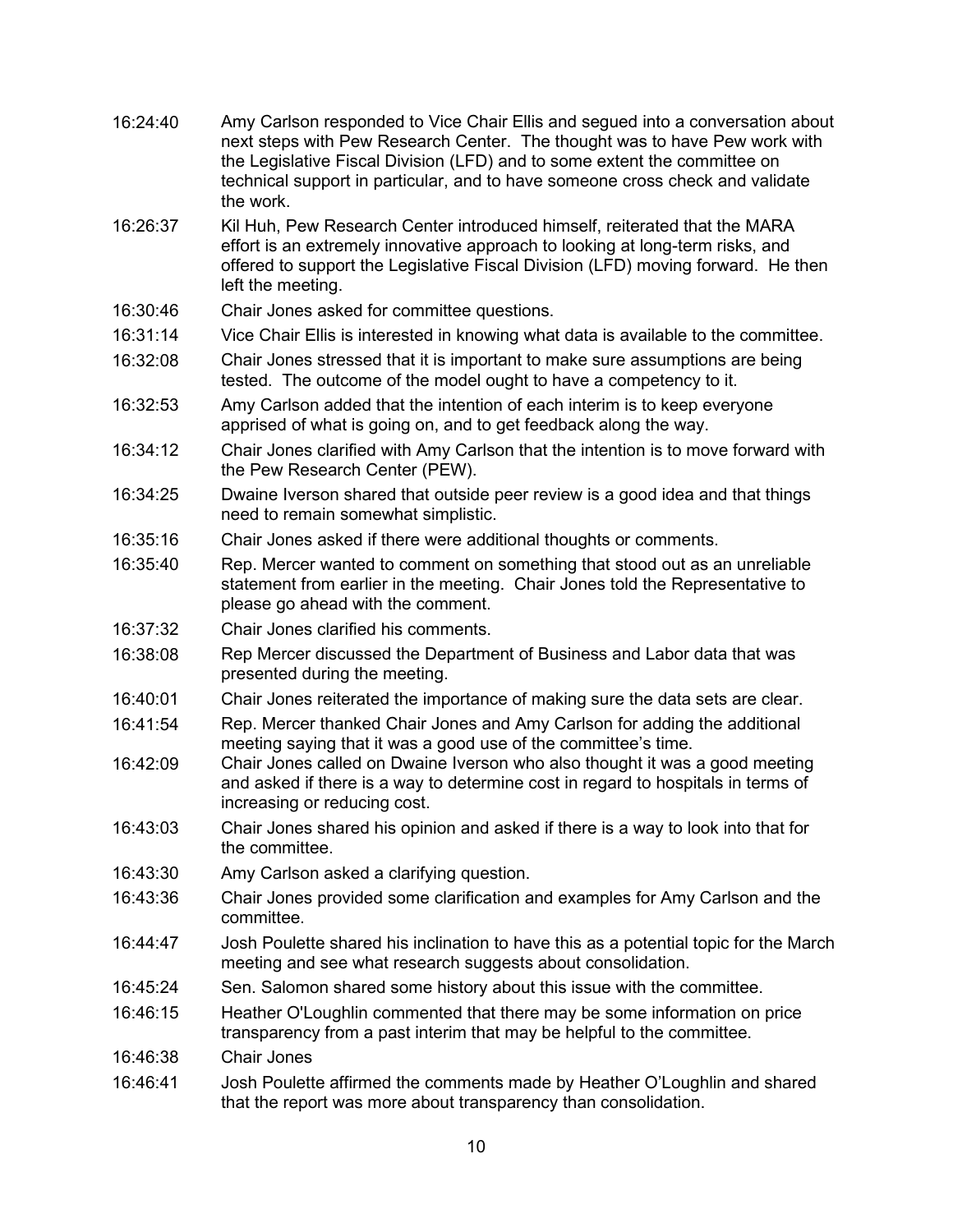16:24:40 Amy Carlson responded to Vice Chair Ellis and segued into a conversation about next steps with Pew Research Center. The thought was to have Pew work with the Legislative Fiscal Division (LFD) and to some extent the committee on technical support in particular, and to have someone cross check and validate the work.

16:26:37 Kil Huh, Pew Research Center introduced himself, reiterated that the MARA effort is an extremely innovative approach to looking at long-term risks, and offered to support the Legislative Fiscal Division (LFD) moving forward. He then left the meeting.

16:30:46 Chair Jones asked for committee questions.

16:31:14 Vice Chair Ellis is interested in knowing what data is available to the committee.

16:32:08 Chair Jones stressed that it is important to make sure assumptions are being tested. The outcome of the model ought to have a competency to it.

16:32:53 Amy Carlson added that the intention of each interim is to keep everyone apprised of what is going on, and to get feedback along the way.

16:34:12 Chair Jones clarified with Amy Carlson that the intention is to move forward with the Pew Research Center (PEW).

16:34:25 Dwaine Iverson shared that outside peer review is a good idea and that things need to remain somewhat simplistic.

16:35:16 Chair Jones asked if there were additional thoughts or comments.

16:35:40 Rep. Mercer wanted to comment on something that stood out as an unreliable statement from earlier in the meeting. Chair Jones told the Representative to please go ahead with the comment.

16:37:32 Chair Jones clarified his comments.

16:38:08 Rep Mercer discussed the Department of Business and Labor data that was presented during the meeting.

16:40:01 Chair Jones reiterated the importance of making sure the data sets are clear.

16:41:54 Rep. Mercer thanked Chair Jones and Amy Carlson for adding the additional meeting saying that it was a good use of the committee's time.

16:42:09 Chair Jones called on Dwaine Iverson who also thought it was a good meeting and asked if there is a way to determine cost in regard to hospitals in terms of increasing or reducing cost.

16:43:03 Chair Jones shared his opinion and asked if there is a way to look into that for the committee.

16:43:30 Amy Carlson asked a clarifying question.

16:43:36 Chair Jones provided some clarification and examples for Amy Carlson and the committee.

16:44:47 Josh Poulette shared his inclination to have this as a potential topic for the March meeting and see what research suggests about consolidation.

16:45:24 Sen. Salomon shared some history about this issue with the committee.

16:46:15 Heather O'Loughlin commented that there may be some information on price transparency from a past interim that may be helpful to the committee.

16:46:38 Chair Jones

16:46:41 Josh Poulette affirmed the comments made by Heather O'Loughlin and shared that the report was more about transparency than consolidation.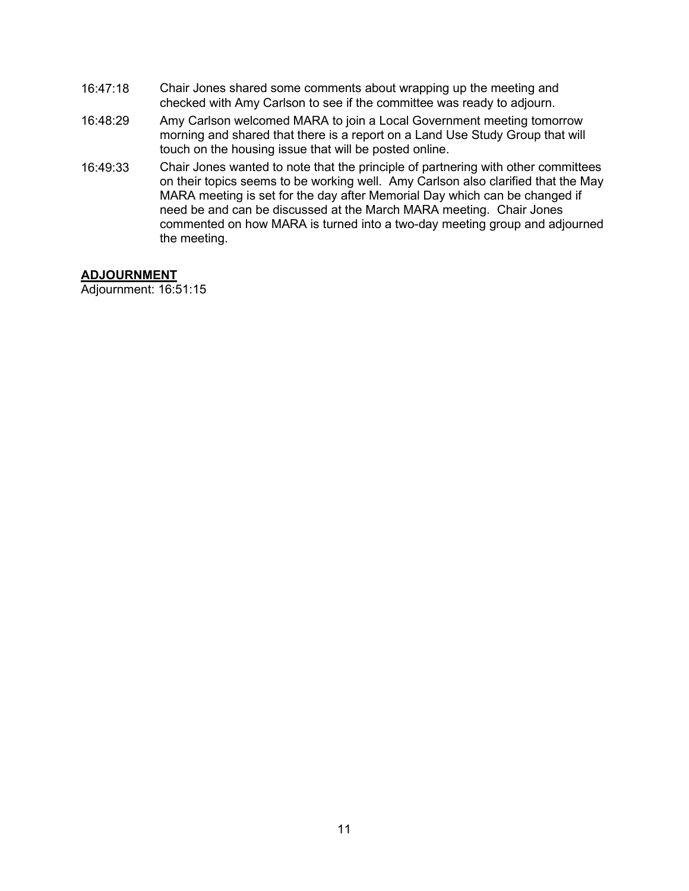16:47:18 Chair Jones shared some comments about wrapping up the meeting and checked with Amy Carlson to see if the committee was ready to adjourn.

16:48:29 Amy Carlson welcomed MARA to join a Local Government meeting tomorrow morning and shared that there is a report on a Land Use Study Group that will touch on the housing issue that will be posted online.

16:49:33 Chair Jones wanted to note that the principle of partnering with other committees on their topics seems to be working well. Amy Carlson also clarified that the May MARA meeting is set for the day after Memorial Day which can be changed if need be and can be discussed at the March MARA meeting. Chair Jones commented on how MARA is turned into a two-day meeting group and adjourned the meeting.

**ADJOURNMENT**

Adjournment: 16:51:15